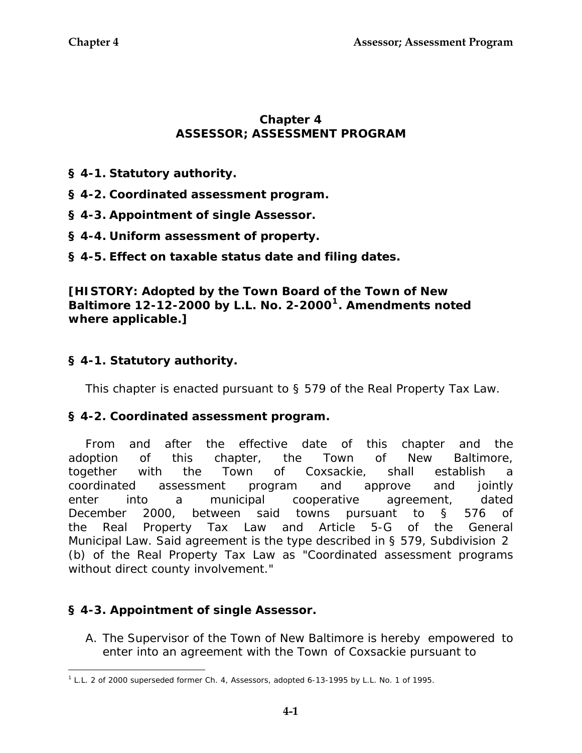# Chapter 4
# ASSESSOR; ASSESSMENT PROGRAM

**§ 4-1. Statutory authority.**

**§ 4-2. Coordinated assessment program.**

**§ 4-3. Appointment of single Assessor.**

**§ 4-4. Uniform assessment of property.**

**§ 4-5. Effect on taxable status date and filing dates.**

**[HISTORY: Adopted by the Town Board of the Town of New Baltimore 12-12-2000 by L.L. No. 2-2000[1]. Amendments noted where applicable.]**

## § 4-1. Statutory authority.

This chapter is enacted pursuant to § 579 of the Real Property Tax Law.

## § 4-2. Coordinated assessment program.

From and after the effective date of this chapter and the adoption of this chapter, the Town of New Baltimore, together with the Town of Coxsackie, shall establish a coordinated assessment program and approve and jointly enter into a municipal cooperative agreement, dated December 2000, between said towns pursuant to § 576 of the Real Property Tax Law and Article 5-G of the General Municipal Law. Said agreement is the type described in § 579, Subdivision 2 (b) of the Real Property Tax Law as "Coordinated assessment programs without direct county involvement."

## § 4-3. Appointment of single Assessor.

A. The Supervisor of the Town of New Baltimore is hereby empowered to enter into an agreement with the Town of Coxsackie pursuant to

[1] L.L. 2 of 2000 superseded former Ch. 4, Assessors, adopted 6-13-1995 by L.L. No. 1 of 1995.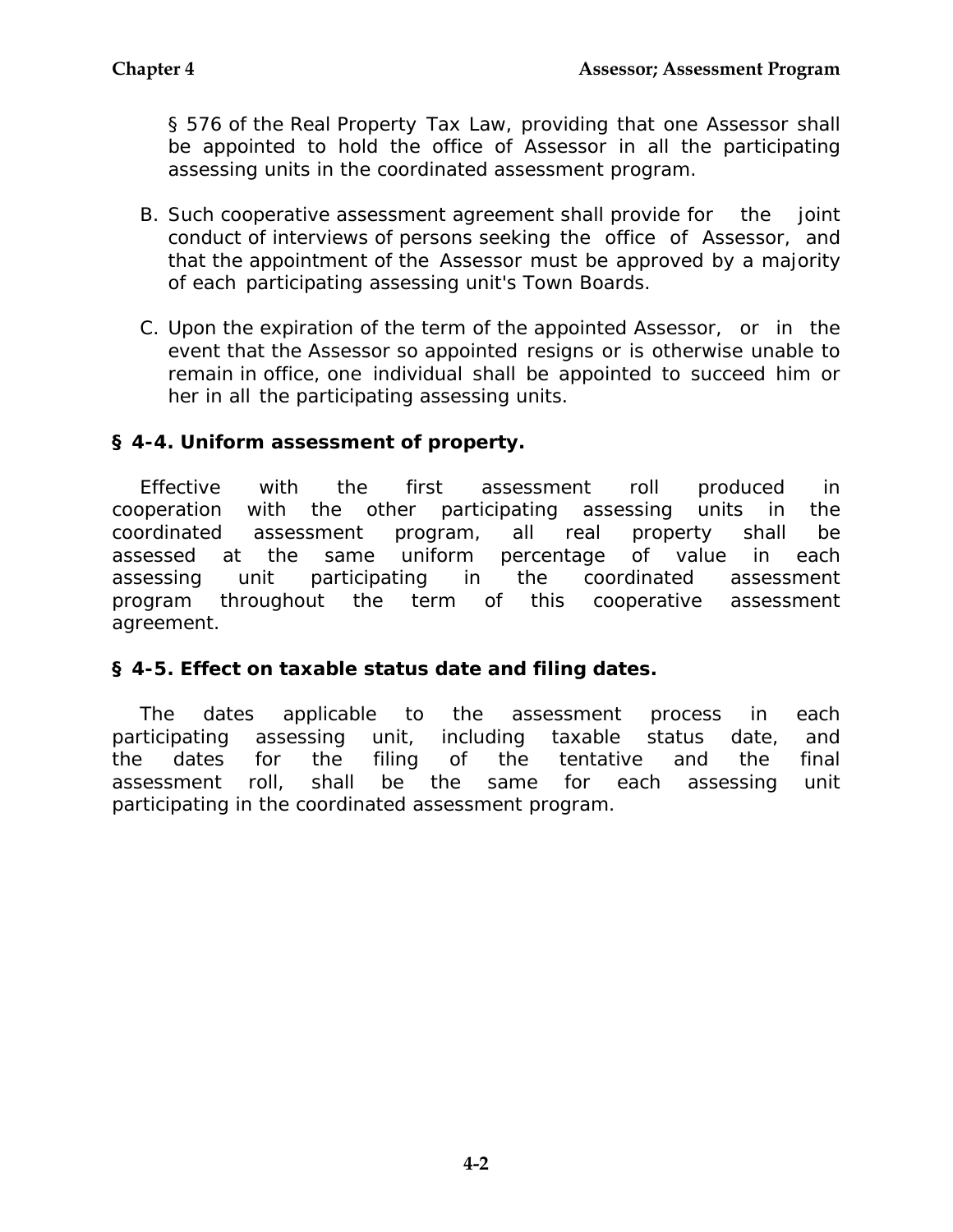§ 576 of the Real Property Tax Law, providing that one Assessor shall be appointed to hold the office of Assessor in all the participating assessing units in the coordinated assessment program.

B. Such cooperative assessment agreement shall provide for the joint conduct of interviews of persons seeking the office of Assessor, and that the appointment of the Assessor must be approved by a majority of each participating assessing unit's Town Boards.

C. Upon the expiration of the term of the appointed Assessor, or in the event that the Assessor so appointed resigns or is otherwise unable to remain in office, one individual shall be appointed to succeed him or her in all the participating assessing units.

### § 4-4. Uniform assessment of property.

Effective with the first assessment roll produced in cooperation with the other participating assessing units in the coordinated assessment program, all real property shall be assessed at the same uniform percentage of value in each assessing unit participating in the coordinated assessment program throughout the term of this cooperative assessment agreement.

### § 4-5. Effect on taxable status date and filing dates.

The dates applicable to the assessment process in each participating assessing unit, including taxable status date, and the dates for the filing of the tentative and the final assessment roll, shall be the same for each assessing unit participating in the coordinated assessment program.